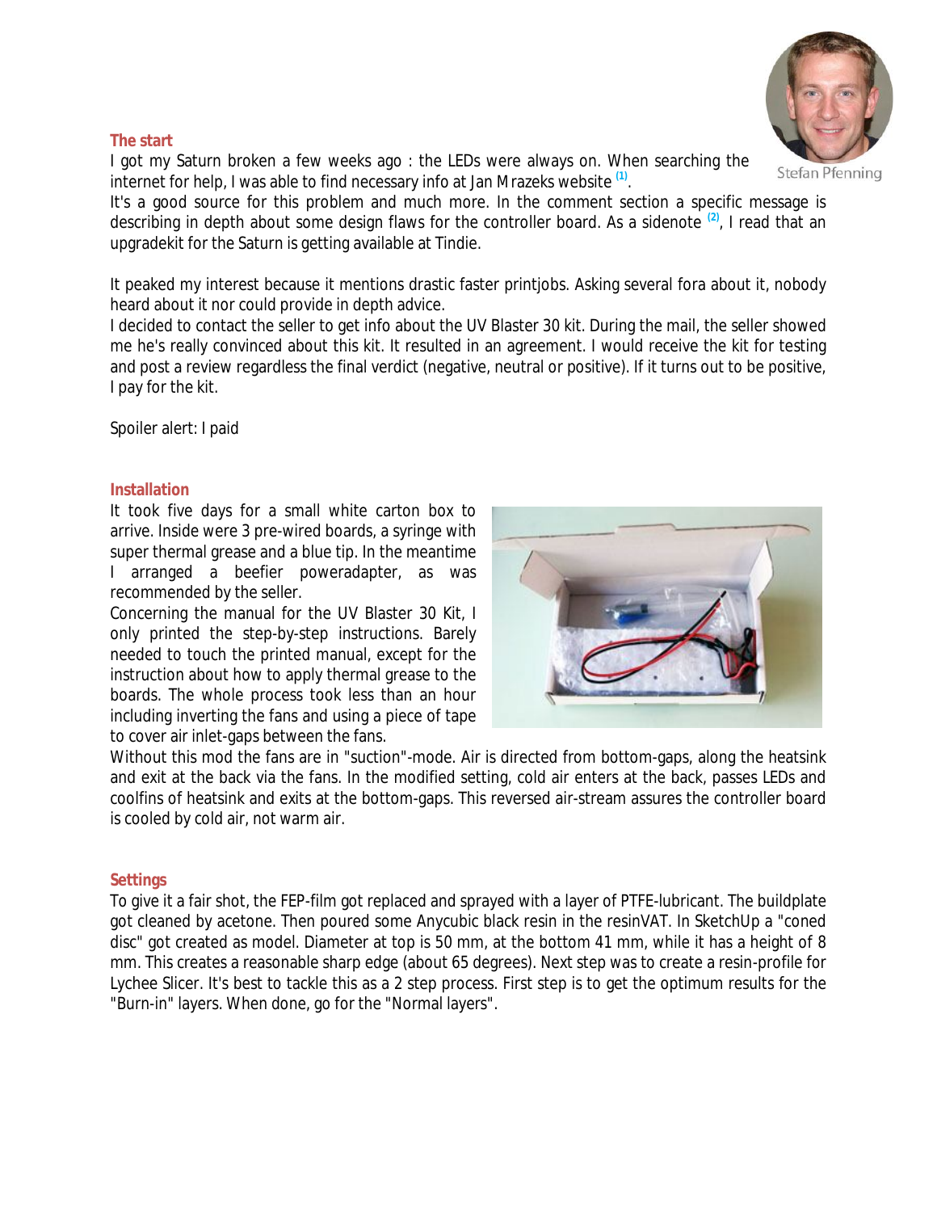Stefan Pfenning

## The start

I got my Saturn broken a few weeks ago : the LEDs were always on. When searching the internet for help, I was able to find necessary info at Jan Mrazeks website [(1)].
It's a good source for this problem and much more. In the comment section a specific message is describing in depth about some design flaws for the controller board. As a sidenote [(2)], I read that an upgradekit for the Saturn is getting available at Tindie.

It peaked my interest because it mentions drastic faster printjobs. Asking several fora about it, nobody heard about it nor could provide in depth advice.
I decided to contact the seller to get info about the UV Blaster 30 kit. During the mail, the seller showed me he's really convinced about this kit. It resulted in an agreement. I would receive the kit for testing and post a review regardless the final verdict (negative, neutral or positive). If it turns out to be positive, I pay for the kit.

Spoiler alert: I paid

## Installation

It took five days for a small white carton box to arrive. Inside were 3 pre-wired boards, a syringe with super thermal grease and a blue tip. In the meantime I arranged a beefier poweradapter, as was recommended by the seller.
Concerning the manual for the UV Blaster 30 Kit, I only printed the step-by-step instructions. Barely needed to touch the printed manual, except for the instruction about how to apply thermal grease to the boards. The whole process took less than an hour including inverting the fans and using a piece of tape to cover air inlet-gaps between the fans.
Without this mod the fans are in "suction"-mode. Air is directed from bottom-gaps, along the heatsink and exit at the back via the fans. In the modified setting, cold air enters at the back, passes LEDs and coolfins of heatsink and exits at the bottom-gaps. This reversed air-stream assures the controller board is cooled by cold air, not warm air.

## Settings

To give it a fair shot, the FEP-film got replaced and sprayed with a layer of PTFE-lubricant. The buildplate got cleaned by acetone. Then poured some Anycubic black resin in the resinVAT. In SketchUp a "coned disc" got created as model. Diameter at top is 50 mm, at the bottom 41 mm, while it has a height of 8 mm. This creates a reasonable sharp edge (about 65 degrees). Next step was to create a resin-profile for Lychee Slicer. It's best to tackle this as a 2 step process. First step is to get the optimum results for the "Burn-in" layers. When done, go for the "Normal layers".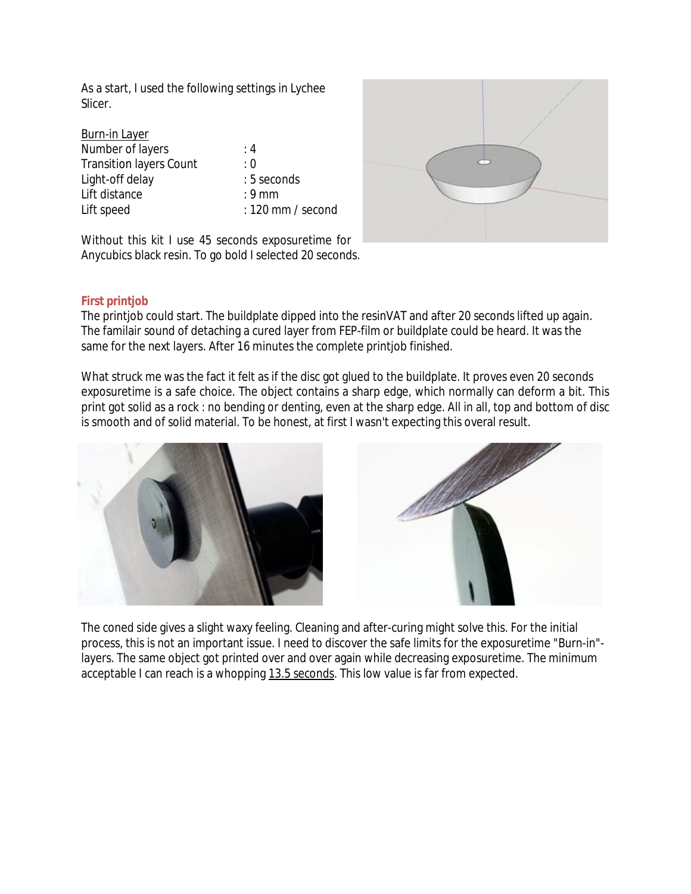As a start, I used the following settings in Lychee Slicer.

<u>Burn-in Layer</u>

| | |
|---|---|
| Number of layers | : 4 |
| Transition layers Count | : 0 |
| Light-off delay | : 5 seconds |
| Lift distance | : 9 mm |
| Lift speed | : 120 mm / second |

Without this kit I use 45 seconds exposuretime for Anycubics black resin. To go bold I selected 20 seconds.

**First printjob**

The printjob could start. The buildplate dipped into the resinVAT and after 20 seconds lifted up again. The familair sound of detaching a cured layer from FEP-film or buildplate could be heard. It was the same for the next layers. After 16 minutes the complete printjob finished.

What struck me was the fact it felt as if the disc got glued to the buildplate. It proves even 20 seconds exposuretime is a safe choice. The object contains a sharp edge, which normally can deform a bit. This print got solid as a rock : no bending or denting, even at the sharp edge. All in all, top and bottom of disc is smooth and of solid material. To be honest, at first I wasn't expecting this overal result.

The coned side gives a slight waxy feeling. Cleaning and after-curing might solve this. For the initial process, this is not an important issue. I need to discover the safe limits for the exposuretime "Burn-in"-layers. The same object got printed over and over again while decreasing exposuretime. The minimum acceptable I can reach is a whopping <u>13.5 seconds</u>. This low value is far from expected.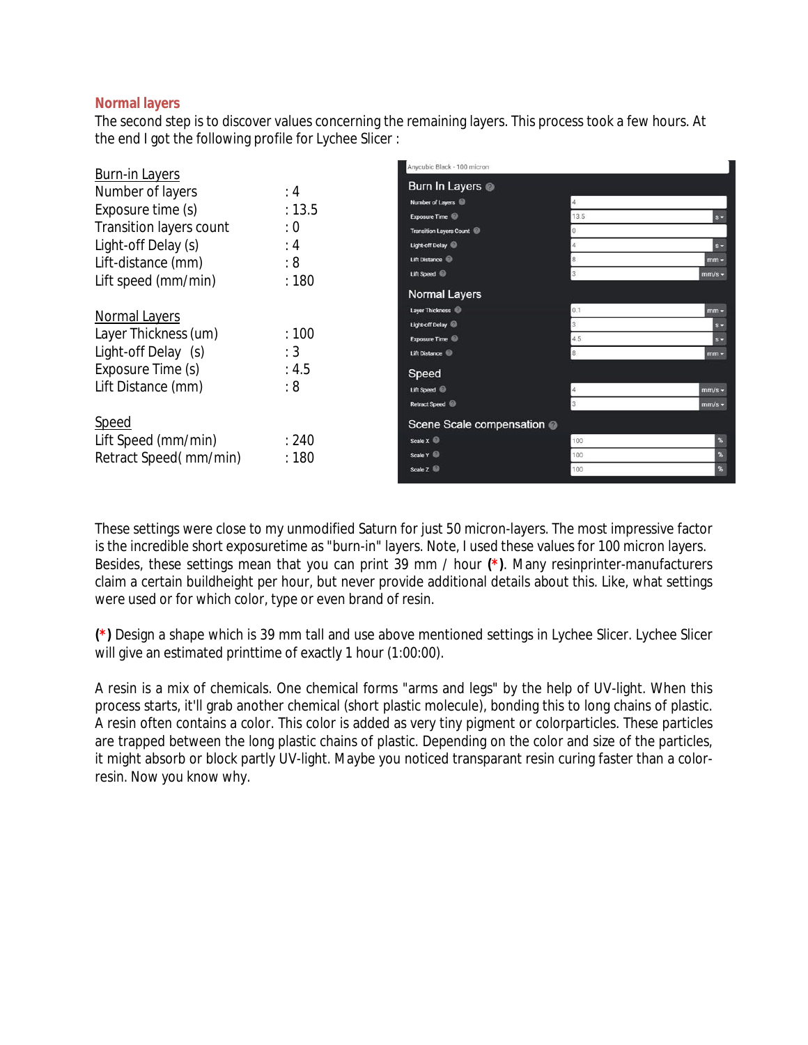## Normal layers

The second step is to discover values concerning the remaining layers. This process took a few hours. At the end I got the following profile for Lychee Slicer :

**Burn-in Layers**

| | |
|---|---|
| Number of layers | : 4 |
| Exposure time (s) | : 13.5 |
| Transition layers count | : 0 |
| Light-off Delay (s) | : 4 |
| Lift-distance (mm) | : 8 |
| Lift speed (mm/min) | : 180 |

**Normal Layers**

| | |
|---|---|
| Layer Thickness (um) | : 100 |
| Light-off Delay (s) | : 3 |
| Exposure Time (s) | : 4.5 |
| Lift Distance (mm) | : 8 |

**Speed**

| | |
|---|---|
| Lift Speed (mm/min) | : 240 |
| Retract Speed( mm/min) | : 180 |

These settings were close to my unmodified Saturn for just 50 micron-layers. The most impressive factor is the incredible short exposuretime as "burn-in" layers. Note, I used these values for 100 micron layers. Besides, these settings mean that you can print 39 mm / hour **(*)**. Many resinprinter-manufacturers claim a certain buildheight per hour, but never provide additional details about this. Like, what settings were used or for which color, type or even brand of resin.

**(*)** Design a shape which is 39 mm tall and use above mentioned settings in Lychee Slicer. Lychee Slicer will give an estimated printtime of exactly 1 hour (1:00:00).

A resin is a mix of chemicals. One chemical forms "arms and legs" by the help of UV-light. When this process starts, it'll grab another chemical (short plastic molecule), bonding this to long chains of plastic. A resin often contains a color. This color is added as very tiny pigment or colorparticles. These particles are trapped between the long plastic chains of plastic. Depending on the color and size of the particles, it might absorb or block partly UV-light. Maybe you noticed transparant resin curing faster than a color-resin. Now you know why.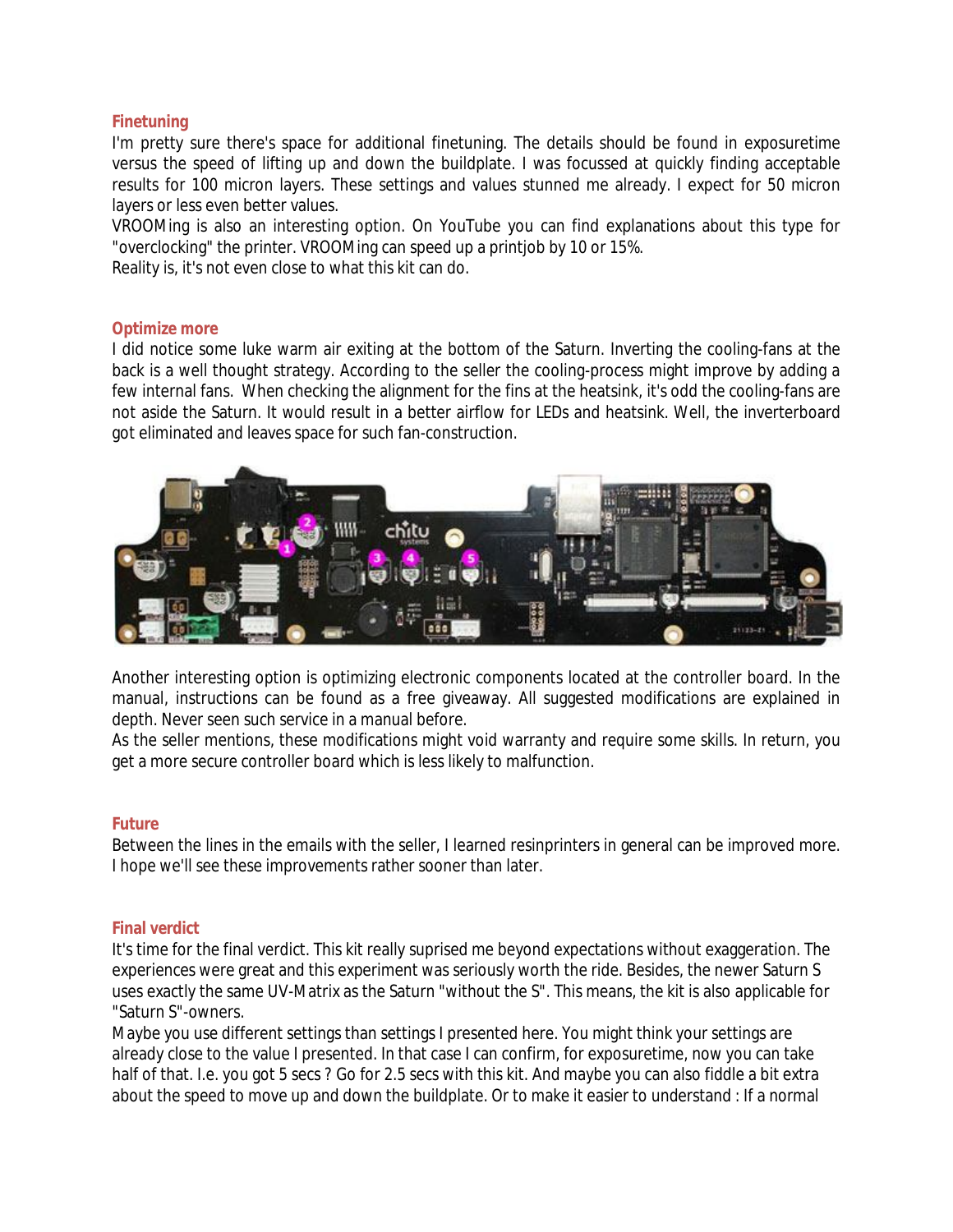### Finetuning

I'm pretty sure there's space for additional finetuning. The details should be found in exposuretime versus the speed of lifting up and down the buildplate. I was focussed at quickly finding acceptable results for 100 micron layers. These settings and values stunned me already. I expect for 50 micron layers or less even better values.
VROOMing is also an interesting option. On YouTube you can find explanations about this type for "overclocking" the printer. VROOMing can speed up a printjob by 10 or 15%.
Reality is, it's not even close to what this kit can do.

### Optimize more

I did notice some luke warm air exiting at the bottom of the Saturn. Inverting the cooling-fans at the back is a well thought strategy. According to the seller the cooling-process might improve by adding a few internal fans. When checking the alignment for the fins at the heatsink, it's odd the cooling-fans are not aside the Saturn. It would result in a better airflow for LEDs and heatsink. Well, the inverterboard got eliminated and leaves space for such fan-construction.

Another interesting option is optimizing electronic components located at the controller board. In the manual, instructions can be found as a free giveaway. All suggested modifications are explained in depth. Never seen such service in a manual before.
As the seller mentions, these modifications might void warranty and require some skills. In return, you get a more secure controller board which is less likely to malfunction.

### Future

Between the lines in the emails with the seller, I learned resinprinters in general can be improved more. I hope we'll see these improvements rather sooner than later.

### Final verdict

It's time for the final verdict. This kit really suprised me beyond expectations without exaggeration. The experiences were great and this experiment was seriously worth the ride. Besides, the newer Saturn S uses exactly the same UV-Matrix as the Saturn "without the S". This means, the kit is also applicable for "Saturn S"-owners.
Maybe you use different settings than settings I presented here. You might think your settings are already close to the value I presented. In that case I can confirm, for exposuretime, now you can take half of that. I.e. you got 5 secs ? Go for 2.5 secs with this kit. And maybe you can also fiddle a bit extra about the speed to move up and down the buildplate. Or to make it easier to understand : If a normal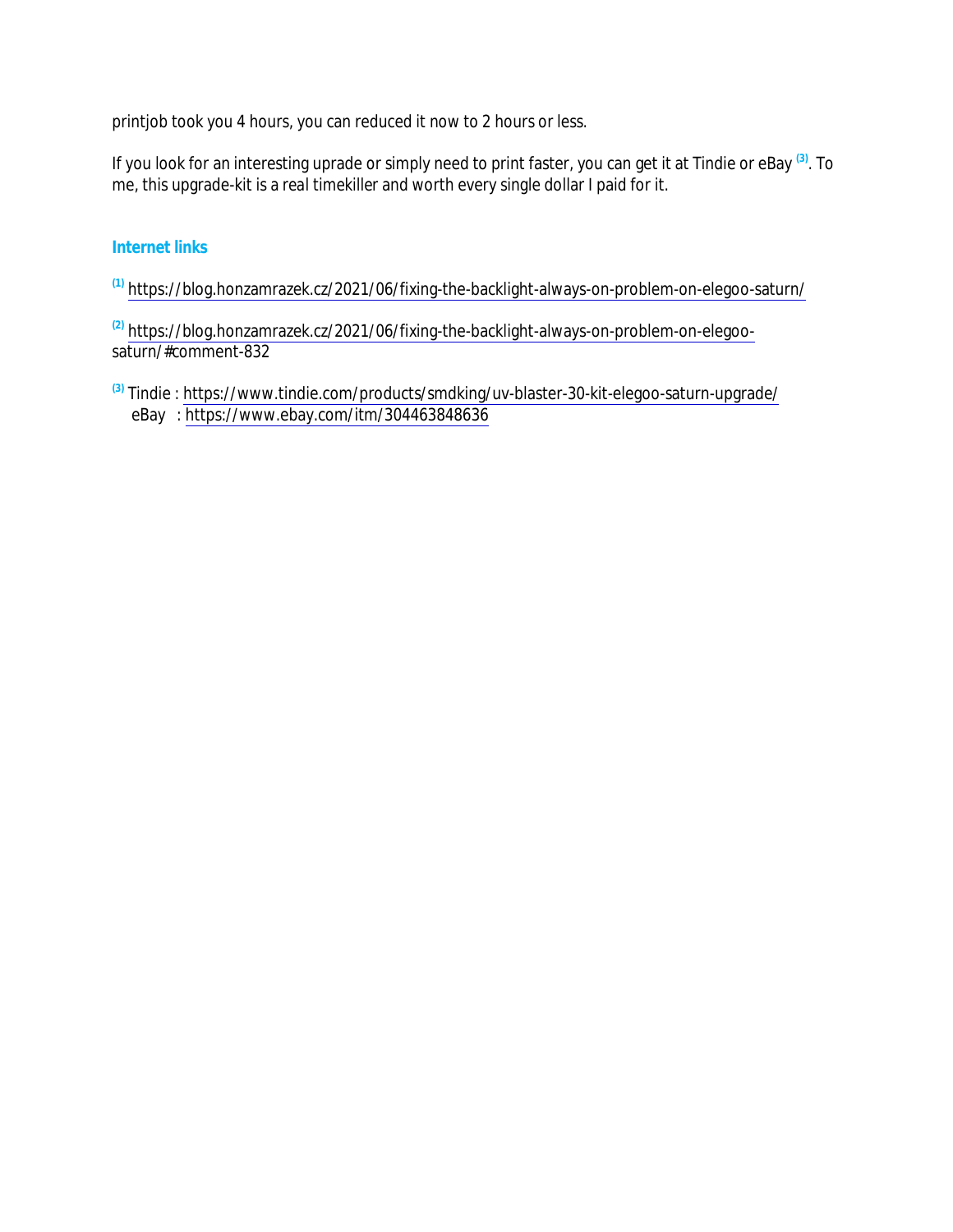printjob took you 4 hours, you can reduced it now to 2 hours or less.

If you look for an interesting uprade or simply need to print faster, you can get it at Tindie or eBay [3]. To me, this upgrade-kit is a real timekiller and worth every single dollar I paid for it.

## Internet links

[1] https://blog.honzamrazek.cz/2021/06/fixing-the-backlight-always-on-problem-on-elegoo-saturn/

[2] https://blog.honzamrazek.cz/2021/06/fixing-the-backlight-always-on-problem-on-elegoo-saturn/#comment-832

[3] Tindie : https://www.tindie.com/products/smdking/uv-blaster-30-kit-elegoo-saturn-upgrade/
eBay : https://www.ebay.com/itm/304463848636